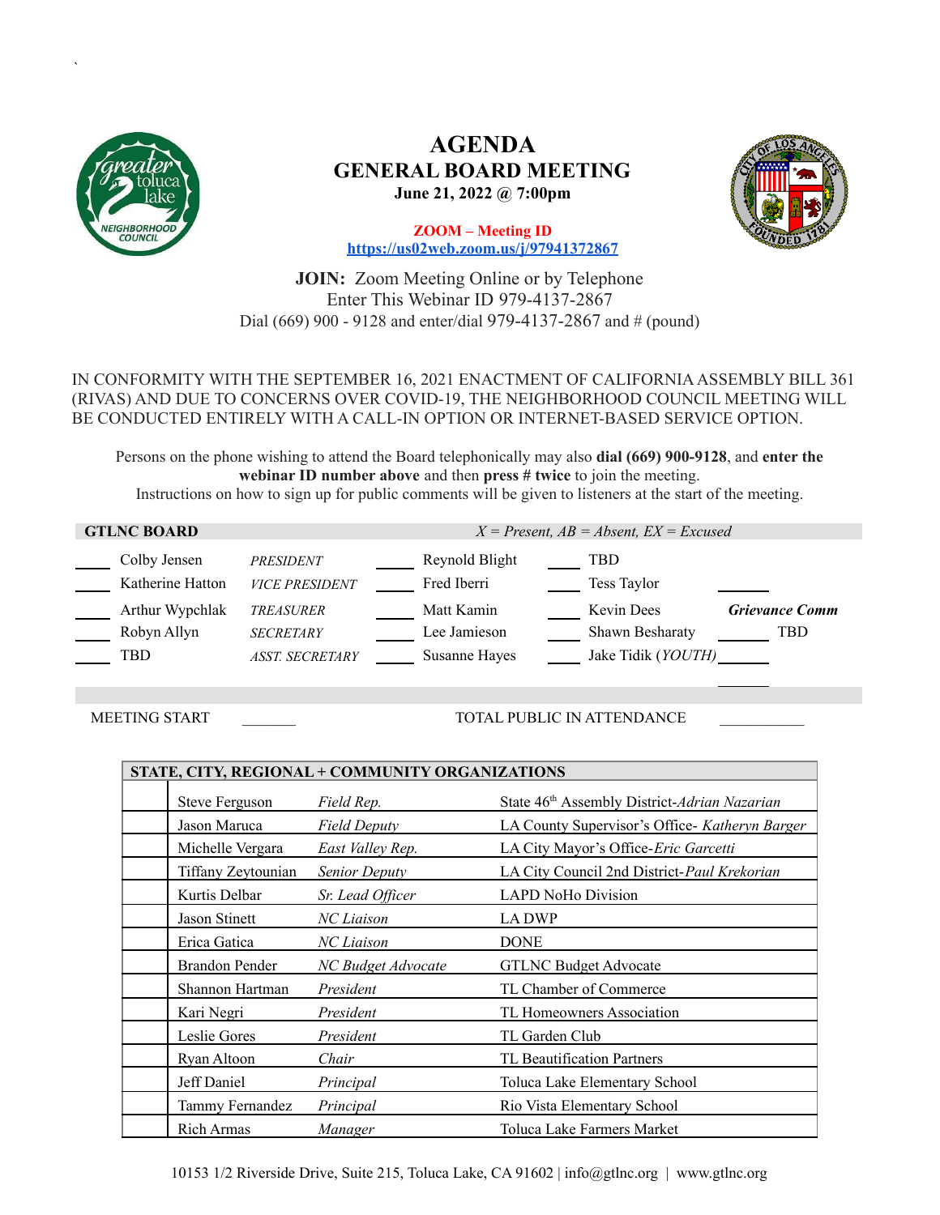`

# AGENDA
## GENERAL BOARD MEETING
**June 21, 2022 @ 7:00pm**

**ZOOM – Meeting ID**
**https://us02web.zoom.us/j/97941372867**

**JOIN:** Zoom Meeting Online or by Telephone
Enter This Webinar ID 979-4137-2867
Dial (669) 900 - 9128 and enter/dial 979-4137-2867 and # (pound)

IN CONFORMITY WITH THE SEPTEMBER 16, 2021 ENACTMENT OF CALIFORNIA ASSEMBLY BILL 361 (RIVAS) AND DUE TO CONCERNS OVER COVID-19, THE NEIGHBORHOOD COUNCIL MEETING WILL BE CONDUCTED ENTIRELY WITH A CALL-IN OPTION OR INTERNET-BASED SERVICE OPTION.

Persons on the phone wishing to attend the Board telephonically may also **dial (669) 900-9128**, and **enter the webinar ID number above** and then **press # twice** to join the meeting.
Instructions on how to sign up for public comments will be given to listeners at the start of the meeting.

| **GTLNC BOARD** | | | | | | | | |
|---|---|---|---|---|---|---|---|---|
| | | | | *X = Present, AB = Absent, EX = Excused* | | | | |
| ____ | Colby Jensen | *PRESIDENT* | ____ | Reynold Blight | ____ | TBD | | |
| ____ | Katherine Hatton | *VICE PRESIDENT* | ____ | Fred Iberri | ____ | Tess Taylor | ____ | |
| ____ | Arthur Wypchlak | *TREASURER* | ____ | Matt Kamin | ____ | Kevin Dees | | ***Grievance Comm*** |
| ____ | Robyn Allyn | *SECRETARY* | ____ | Lee Jamieson | ____ | Shawn Besharaty | ____ | TBD |
| ____ | TBD | *ASST. SECRETARY* | ____ | Susanne Hayes | ____ | Jake Tidik (*YOUTH*) | ____ | |

MEETING START _______ TOTAL PUBLIC IN ATTENDANCE ___________

| | **STATE, CITY, REGIONAL + COMMUNITY ORGANIZATIONS** | | |
|---|---|---|---|
| | Steve Ferguson | *Field Rep.* | State 46th Assembly District-*Adrian Nazarian* |
| | Jason Maruca | *Field Deputy* | LA County Supervisor's Office- *Katheryn Barger* |
| | Michelle Vergara | *East Valley Rep.* | LA City Mayor's Office-*Eric Garcetti* |
| | Tiffany Zeytounian | *Senior Deputy* | LA City Council 2nd District-*Paul Krekorian* |
| | Kurtis Delbar | *Sr. Lead Officer* | LAPD NoHo Division |
| | Jason Stinett | *NC Liaison* | LA DWP |
| | Erica Gatica | *NC Liaison* | DONE |
| | Brandon Pender | *NC Budget Advocate* | GTLNC Budget Advocate |
| | Shannon Hartman | *President* | TL Chamber of Commerce |
| | Kari Negri | *President* | TL Homeowners Association |
| | Leslie Gores | *President* | TL Garden Club |
| | Ryan Altoon | *Chair* | TL Beautification Partners |
| | Jeff Daniel | *Principal* | Toluca Lake Elementary School |
| | Tammy Fernandez | *Principal* | Rio Vista Elementary School |
| | Rich Armas | *Manager* | Toluca Lake Farmers Market |

10153 1/2 Riverside Drive, Suite 215, Toluca Lake, CA 91602 | info@gtlnc.org | www.gtlnc.org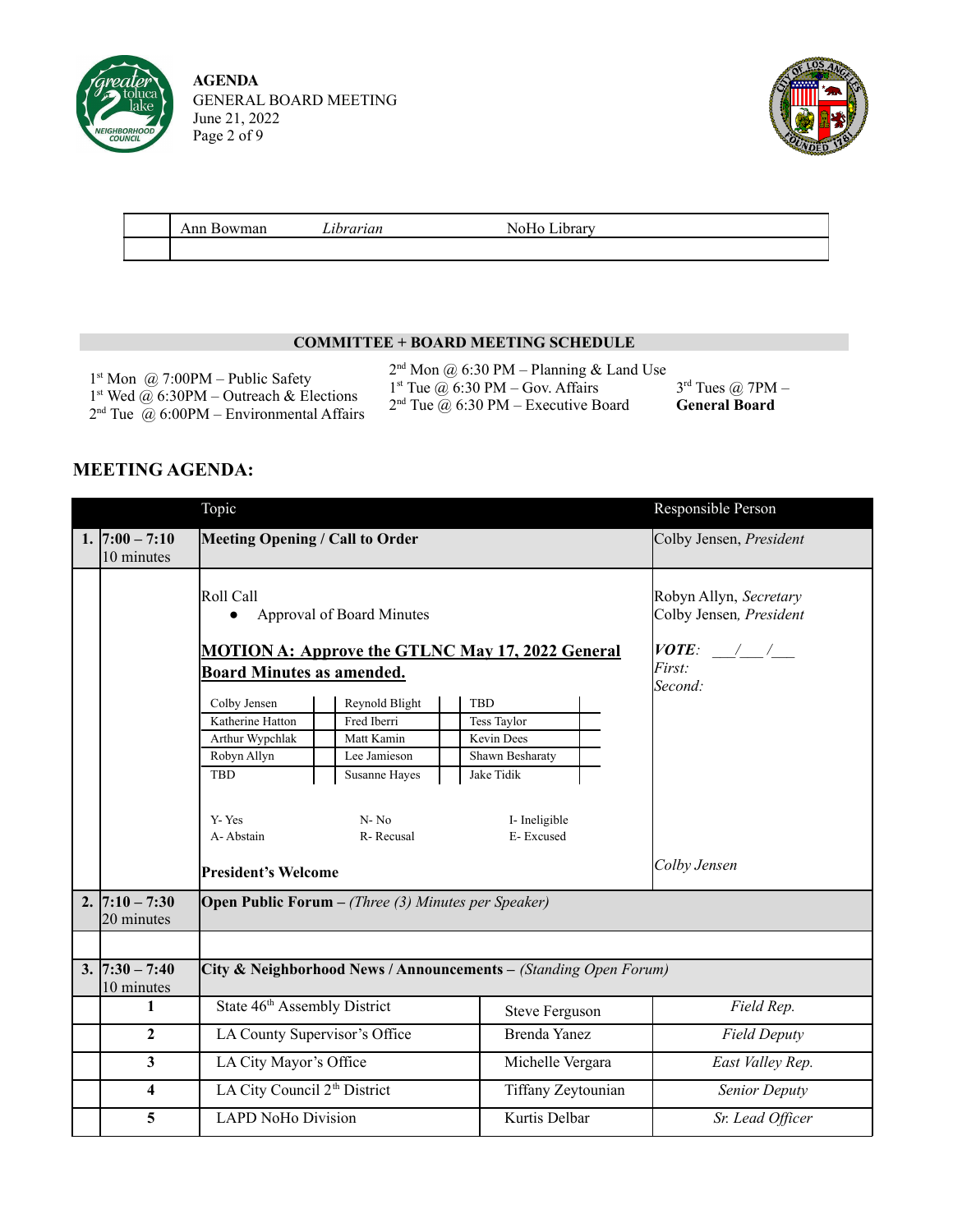| | Ann Bowman | *Librarian* | NoHo Library |
|---|---|---|---|
| | | | |

**COMMITTEE + BOARD MEETING SCHEDULE**

1st Mon @ 7:00PM – Public Safety
1st Wed @ 6:30PM – Outreach & Elections
2nd Tue @ 6:00PM – Environmental Affairs
2nd Mon @ 6:30 PM – Planning & Land Use
1st Tue @ 6:30 PM – Gov. Affairs
2nd Tue @ 6:30 PM – Executive Board
3rd Tues @ 7PM – **General Board**

## MEETING AGENDA:

| | | Topic | | Responsible Person |
|---|---|---|---|---|
| **1.** | **7:00 – 7:10** 10 minutes | **Meeting Opening / Call to Order** | | Colby Jensen, *President* |
| | | Roll Call<br>• Approval of Board Minutes<br><br>**MOTION A: Approve the GTLNC May 17, 2022 General Board Minutes as amended.** | | Robyn Allyn, *Secretary*<br>Colby Jensen, *President*<br><br>***VOTE:*** ___/___/___<br>*First:*<br>*Second:* |
| | | **President's Welcome** | | *Colby Jensen* |
| **2.** | **7:10 – 7:30** 20 minutes | **Open Public Forum** – *(Three (3) Minutes per Speaker)* | | |
| | | | | |
| **3.** | **7:30 – 7:40** 10 minutes | **City & Neighborhood News / Announcements** – *(Standing Open Forum)* | | |
| | **1** | State 46th Assembly District | Steve Ferguson | *Field Rep.* |
| | **2** | LA County Supervisor's Office | Brenda Yanez | *Field Deputy* |
| | **3** | LA City Mayor's Office | Michelle Vergara | *East Valley Rep.* |
| | **4** | LA City Council 2th District | Tiffany Zeytounian | *Senior Deputy* |
| | **5** | LAPD NoHo Division | Kurtis Delbar | *Sr. Lead Officer* |

Roll call for Motion A:

| Name | Vote | Name | Vote | Name | Vote |
|---|---|---|---|---|---|
| Colby Jensen | | Reynold Blight | | TBD | |
| Katherine Hatton | | Fred Iberri | | Tess Taylor | |
| Arthur Wypchlak | | Matt Kamin | | Kevin Dees | |
| Robyn Allyn | | Lee Jamieson | | Shawn Besharaty | |
| TBD | | Susanne Hayes | | Jake Tidik | |

Y- Yes N- No I- Ineligible
A- Abstain R- Recusal E- Excused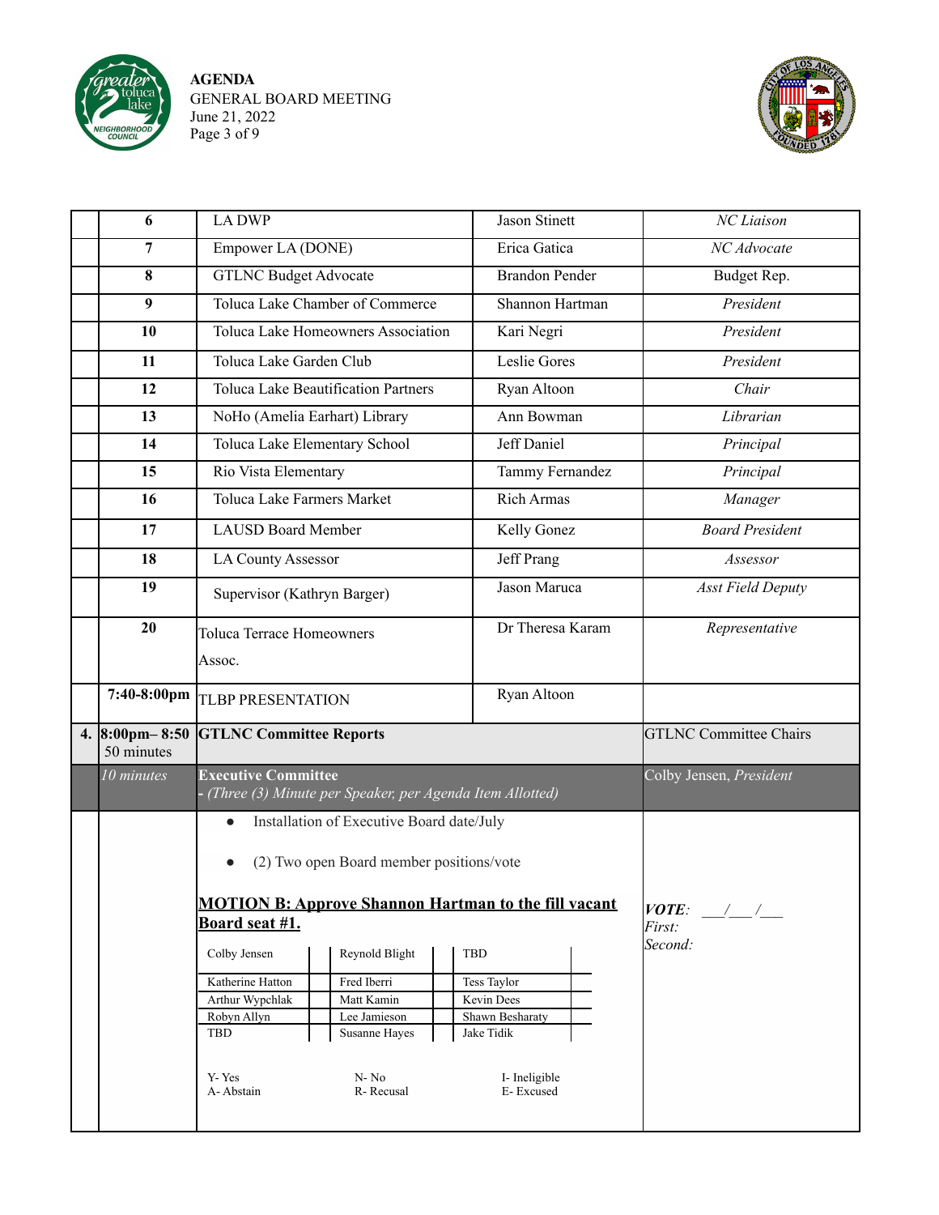| | | | | |
|---|---|---|---|---|
| | 6 | LA DWP | Jason Stinett | *NC Liaison* |
| | 7 | Empower LA (DONE) | Erica Gatica | *NC Advocate* |
| | 8 | GTLNC Budget Advocate | Brandon Pender | Budget Rep. |
| | 9 | Toluca Lake Chamber of Commerce | Shannon Hartman | *President* |
| | 10 | Toluca Lake Homeowners Association | Kari Negri | *President* |
| | 11 | Toluca Lake Garden Club | Leslie Gores | *President* |
| | 12 | Toluca Lake Beautification Partners | Ryan Altoon | *Chair* |
| | 13 | NoHo (Amelia Earhart) Library | Ann Bowman | *Librarian* |
| | 14 | Toluca Lake Elementary School | Jeff Daniel | *Principal* |
| | 15 | Rio Vista Elementary | Tammy Fernandez | *Principal* |
| | 16 | Toluca Lake Farmers Market | Rich Armas | *Manager* |
| | 17 | LAUSD Board Member | Kelly Gonez | *Board President* |
| | 18 | LA County Assessor | Jeff Prang | *Assessor* |
| | 19 | Supervisor (Kathryn Barger) | Jason Maruca | *Asst Field Deputy* |
| | 20 | Toluca Terrace Homeowners Assoc. | Dr Theresa Karam | *Representative* |
| | **7:40-8:00pm** | TLBP PRESENTATION | Ryan Altoon | |
| **4.** | **8:00pm– 8:50** 50 minutes | **GTLNC Committee Reports** | | GTLNC Committee Chairs |
| | *10 minutes* | **Executive Committee** - *(Three (3) Minute per Speaker, per Agenda Item Allotted)* | | Colby Jensen, *President* |

- Installation of Executive Board date/July
- (2) Two open Board member positions/vote

**MOTION B: Approve Shannon Hartman to the fill vacant Board seat #1.**

***VOTE***: ___/___/___
*First:*
*Second:*

| | | | | | |
|---|---|---|---|---|---|
| Colby Jensen | | Reynold Blight | | TBD | |
| Katherine Hatton | | Fred Iberri | | Tess Taylor | |
| Arthur Wypchlak | | Matt Kamin | | Kevin Dees | |
| Robyn Allyn | | Lee Jamieson | | Shawn Besharaty | |
| TBD | | Susanne Hayes | | Jake Tidik | |

Y- Yes N- No I- Ineligible
A- Abstain R- Recusal E- Excused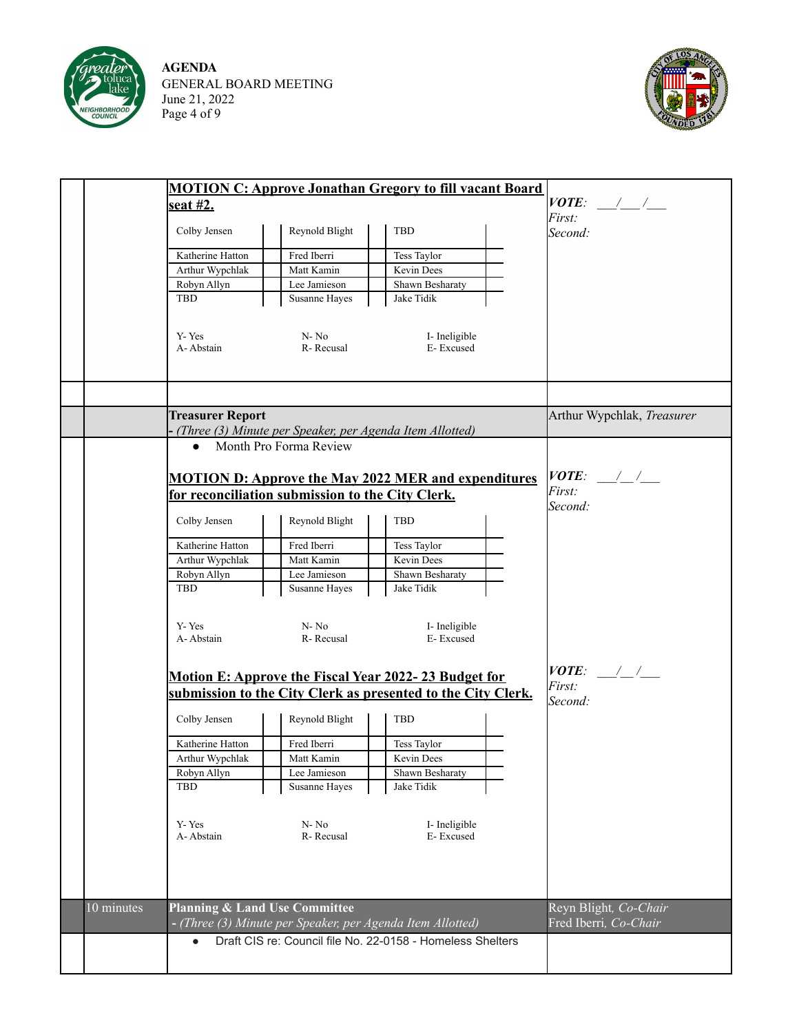**MOTION C: Approve Jonathan Gregory to fill vacant Board seat #2.**

*VOTE:* ___/___/___
*First:*
*Second:*

| | | |
|---|---|---|
| Colby Jensen | Reynold Blight | TBD |
| Katherine Hatton | Fred Iberri | Tess Taylor |
| Arthur Wypchlak | Matt Kamin | Kevin Dees |
| Robyn Allyn | Lee Jamieson | Shawn Besharaty |
| TBD | Susanne Hayes | Jake Tidik |

Y- Yes　　N- No　　I- Ineligible
A- Abstain　　R- Recusal　　E- Excused

---

**Treasurer Report** — Arthur Wypchlak, *Treasurer*
*- (Three (3) Minute per Speaker, per Agenda Item Allotted)*

- Month Pro Forma Review

**MOTION D: Approve the May 2022 MER and expenditures for reconciliation submission to the City Clerk.**

*VOTE:* ___/__/___
*First:*
*Second:*

| | | |
|---|---|---|
| Colby Jensen | Reynold Blight | TBD |
| Katherine Hatton | Fred Iberri | Tess Taylor |
| Arthur Wypchlak | Matt Kamin | Kevin Dees |
| Robyn Allyn | Lee Jamieson | Shawn Besharaty |
| TBD | Susanne Hayes | Jake Tidik |

Y- Yes　　N- No　　I- Ineligible
A- Abstain　　R- Recusal　　E- Excused

**Motion E: Approve the Fiscal Year 2022- 23 Budget for submission to the City Clerk as presented to the City Clerk.**

*VOTE:* ___/__/___
*First:*
*Second:*

| | | |
|---|---|---|
| Colby Jensen | Reynold Blight | TBD |
| Katherine Hatton | Fred Iberri | Tess Taylor |
| Arthur Wypchlak | Matt Kamin | Kevin Dees |
| Robyn Allyn | Lee Jamieson | Shawn Besharaty |
| TBD | Susanne Hayes | Jake Tidik |

Y- Yes　　N- No　　I- Ineligible
A- Abstain　　R- Recusal　　E- Excused

---

10 minutes — **Planning & Land Use Committee** — Reyn Blight, *Co-Chair*; Fred Iberri, *Co-Chair*
*- (Three (3) Minute per Speaker, per Agenda Item Allotted)*

- Draft CIS re: Council file No. 22-0158 - Homeless Shelters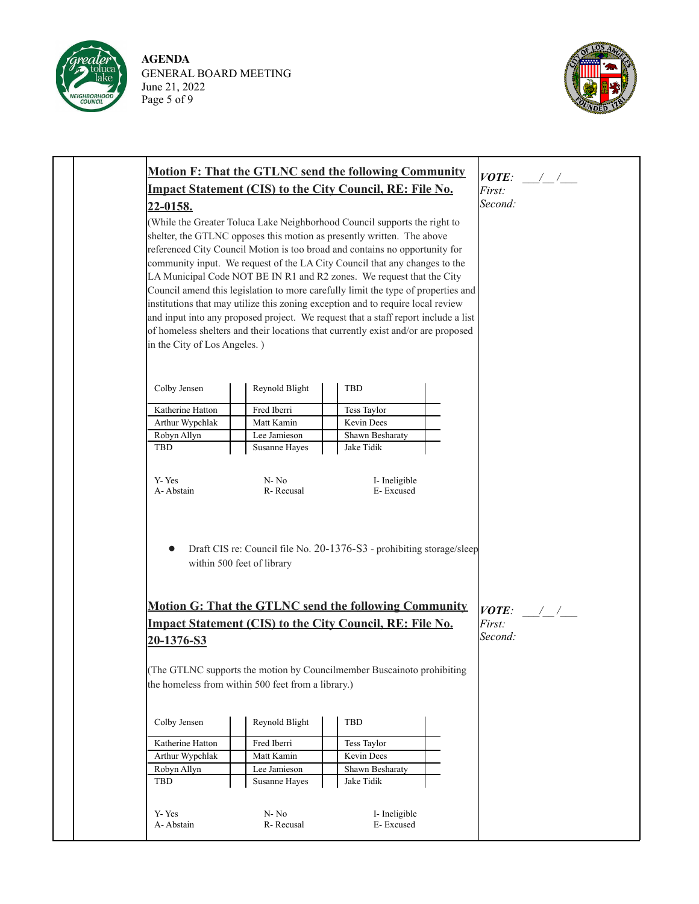**Motion F: That the GTLNC send the following Community Impact Statement (CIS) to the City Council, RE: File No. 22-0158.**

(While the Greater Toluca Lake Neighborhood Council supports the right to shelter, the GTLNC opposes this motion as presently written. The above referenced City Council Motion is too broad and contains no opportunity for community input. We request of the LA City Council that any changes to the LA Municipal Code NOT BE IN R1 and R2 zones. We request that the City Council amend this legislation to more carefully limit the type of properties and institutions that may utilize this zoning exception and to require local review and input into any proposed project. We request that a staff report include a list of homeless shelters and their locations that currently exist and/or are proposed in the City of Los Angeles. )

*VOTE*: \_\_\_/\_\_/\_\_\_
*First:*
*Second:*

| Colby Jensen | | Reynold Blight | | TBD | |
|---|---|---|---|---|---|
| Katherine Hatton | | Fred Iberri | | Tess Taylor | |
| Arthur Wypchlak | | Matt Kamin | | Kevin Dees | |
| Robyn Allyn | | Lee Jamieson | | Shawn Besharaty | |
| TBD | | Susanne Hayes | | Jake Tidik | |

Y- Yes N- No I- Ineligible
A- Abstain R- Recusal E- Excused

- Draft CIS re: Council file No. 20-1376-S3 - prohibiting storage/sleep within 500 feet of library

**Motion G: That the GTLNC send the following Community Impact Statement (CIS) to the City Council, RE: File No. 20-1376-S3**

(The GTLNC supports the motion by Councilmember Buscainoto prohibiting the homeless from within 500 feet from a library.)

*VOTE*: \_\_\_/\_\_/\_\_\_
*First:*
*Second:*

| Colby Jensen | | Reynold Blight | | TBD | |
|---|---|---|---|---|---|
| Katherine Hatton | | Fred Iberri | | Tess Taylor | |
| Arthur Wypchlak | | Matt Kamin | | Kevin Dees | |
| Robyn Allyn | | Lee Jamieson | | Shawn Besharaty | |
| TBD | | Susanne Hayes | | Jake Tidik | |

Y- Yes N- No I- Ineligible
A- Abstain R- Recusal E- Excused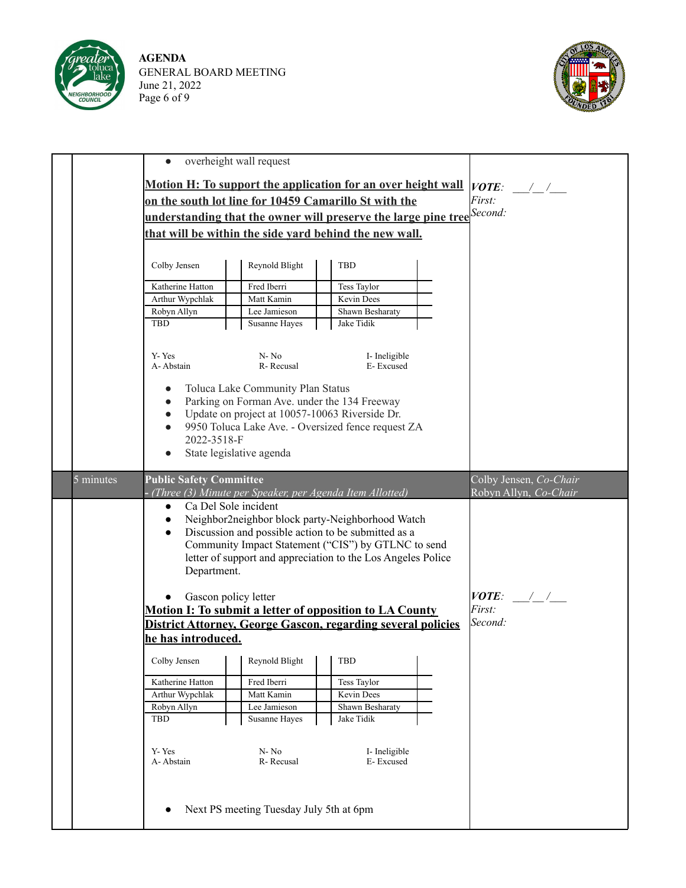- overheight wall request

**Motion H: To support the application for an over height wall on the south lot line for 10459 Camarillo St with the understanding that the owner will preserve the large pine tree that will be within the side yard behind the new wall.**

*VOTE*: \_\_\_/\_\_/\_\_\_
*First:*
*Second:*

| Colby Jensen | | Reynold Blight | | TBD | |
|---|---|---|---|---|---|
| Katherine Hatton | | Fred Iberri | | Tess Taylor | |
| Arthur Wypchlak | | Matt Kamin | | Kevin Dees | |
| Robyn Allyn | | Lee Jamieson | | Shawn Besharaty | |
| TBD | | Susanne Hayes | | Jake Tidik | |

Y- Yes N- No I- Ineligible
A- Abstain R- Recusal E- Excused

- Toluca Lake Community Plan Status
- Parking on Forman Ave. under the 134 Freeway
- Update on project at 10057-10063 Riverside Dr.
- 9950 Toluca Lake Ave. - Oversized fence request ZA 2022-3518-F
- State legislative agenda

| 5 minutes | **Public Safety Committee** - *(Three (3) Minute per Speaker, per Agenda Item Allotted)* | Colby Jensen, *Co-Chair* Robyn Allyn, *Co-Chair* |
|---|---|---|

- Ca Del Sole incident
- Neighbor2neighbor block party-Neighborhood Watch
- Discussion and possible action to be submitted as a Community Impact Statement ("CIS") by GTLNC to send letter of support and appreciation to the Los Angeles Police Department.

- Gascon policy letter

**Motion I: To submit a letter of opposition to LA County District Attorney, George Gascon, regarding several policies he has introduced.**

*VOTE*: \_\_\_/\_\_/\_\_\_
*First:*
*Second:*

| Colby Jensen | | Reynold Blight | | TBD | |
|---|---|---|---|---|---|
| Katherine Hatton | | Fred Iberri | | Tess Taylor | |
| Arthur Wypchlak | | Matt Kamin | | Kevin Dees | |
| Robyn Allyn | | Lee Jamieson | | Shawn Besharaty | |
| TBD | | Susanne Hayes | | Jake Tidik | |

Y- Yes N- No I- Ineligible
A- Abstain R- Recusal E- Excused

- Next PS meeting Tuesday July 5th at 6pm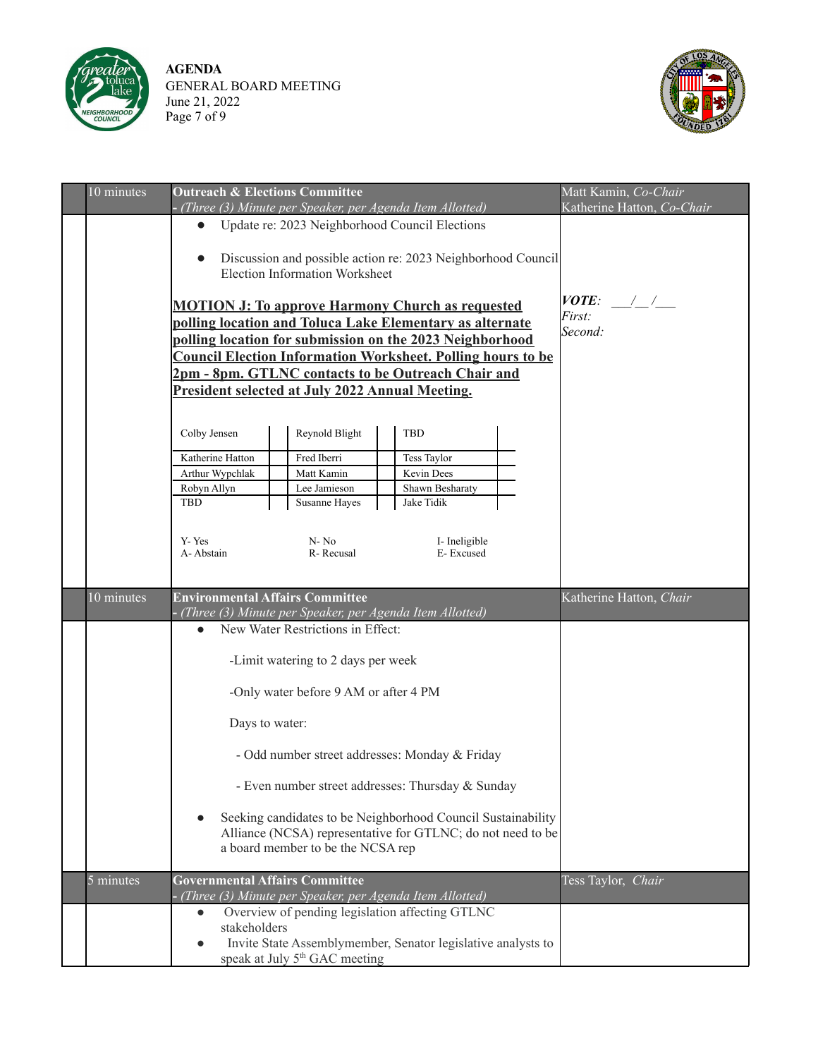| | Time | Item | Presenter |
|---|---|---|---|
| | 10 minutes | **Outreach & Elections Committee** - *(Three (3) Minute per Speaker, per Agenda Item Allotted)* | Matt Kamin, *Co-Chair* Katherine Hatton, *Co-Chair* |
| | | • Update re: 2023 Neighborhood Council Elections<br><br>• Discussion and possible action re: 2023 Neighborhood Council Election Information Worksheet<br><br>**MOTION J: To approve Harmony Church as requested polling location and Toluca Lake Elementary as alternate polling location for submission on the 2023 Neighborhood Council Election Information Worksheet. Polling hours to be 2pm - 8pm. GTLNC contacts to be Outreach Chair and President selected at July 2022 Annual Meeting.** | ***VOTE***: \_\_\_/\_\_/\_\_\_<br>*First:*<br>*Second:* |

| | | | | | |
|---|---|---|---|---|---|
| Colby Jensen | | Reynold Blight | | TBD | |
| Katherine Hatton | | Fred Iberri | | Tess Taylor | |
| Arthur Wypchlak | | Matt Kamin | | Kevin Dees | |
| Robyn Allyn | | Lee Jamieson | | Shawn Besharaty | |
| TBD | | Susanne Hayes | | Jake Tidik | |

Y- Yes  N- No  I- Ineligible
A- Abstain  R- Recusal  E- Excused

| | Time | Item | Presenter |
|---|---|---|---|
| | 10 minutes | **Environmental Affairs Committee** - *(Three (3) Minute per Speaker, per Agenda Item Allotted)* | Katherine Hatton, *Chair* |
| | | • New Water Restrictions in Effect:<br><br>-Limit watering to 2 days per week<br><br>-Only water before 9 AM or after 4 PM<br><br>Days to water:<br><br>- Odd number street addresses: Monday & Friday<br><br>- Even number street addresses: Thursday & Sunday<br><br>• Seeking candidates to be Neighborhood Council Sustainability Alliance (NCSA) representative for GTLNC; do not need to be a board member to be the NCSA rep | |
| | 5 minutes | **Governmental Affairs Committee** - *(Three (3) Minute per Speaker, per Agenda Item Allotted)* | Tess Taylor, *Chair* |
| | | • Overview of pending legislation affecting GTLNC stakeholders<br>• Invite State Assemblymember, Senator legislative analysts to speak at July 5th GAC meeting | |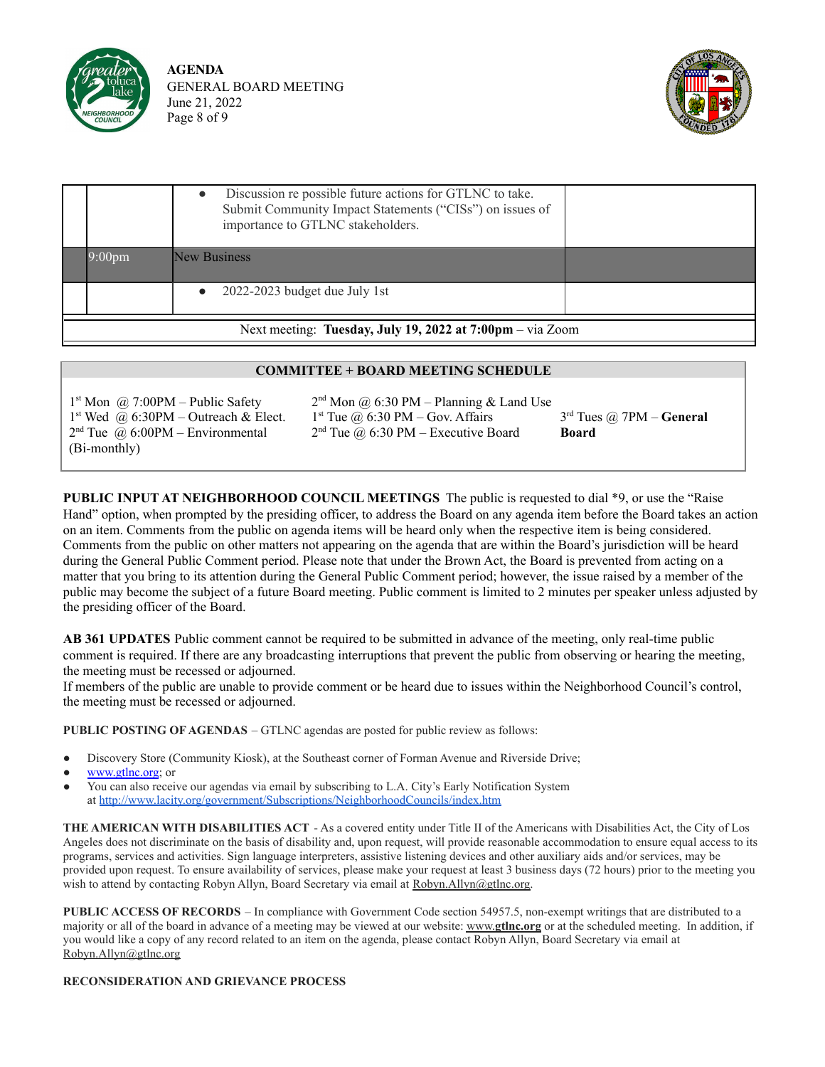| | | | |
|---|---|---|---|
| | | • Discussion re possible future actions for GTLNC to take. Submit Community Impact Statements ("CISs") on issues of importance to GTLNC stakeholders. | |
| | 9:00pm | New Business | |
| | | • 2022-2023 budget due July 1st | |

Next meeting: **Tuesday, July 19, 2022 at 7:00pm** – via Zoom

**COMMITTEE + BOARD MEETING SCHEDULE**

1st Mon @ 7:00PM – Public Safety
1st Wed @ 6:30PM – Outreach & Elect.
2nd Tue @ 6:00PM – Environmental (Bi-monthly)

2nd Mon @ 6:30 PM – Planning & Land Use
1st Tue @ 6:30 PM – Gov. Affairs
2nd Tue @ 6:30 PM – Executive Board

3rd Tues @ 7PM – **General Board**

**PUBLIC INPUT AT NEIGHBORHOOD COUNCIL MEETINGS** The public is requested to dial *9, or use the "Raise Hand" option, when prompted by the presiding officer, to address the Board on any agenda item before the Board takes an action on an item. Comments from the public on agenda items will be heard only when the respective item is being considered. Comments from the public on other matters not appearing on the agenda that are within the Board's jurisdiction will be heard during the General Public Comment period. Please note that under the Brown Act, the Board is prevented from acting on a matter that you bring to its attention during the General Public Comment period; however, the issue raised by a member of the public may become the subject of a future Board meeting. Public comment is limited to 2 minutes per speaker unless adjusted by the presiding officer of the Board.

**AB 361 UPDATES** Public comment cannot be required to be submitted in advance of the meeting, only real-time public comment is required. If there are any broadcasting interruptions that prevent the public from observing or hearing the meeting, the meeting must be recessed or adjourned.
If members of the public are unable to provide comment or be heard due to issues within the Neighborhood Council's control, the meeting must be recessed or adjourned.

**PUBLIC POSTING OF AGENDAS** – GTLNC agendas are posted for public review as follows:

- Discovery Store (Community Kiosk), at the Southeast corner of Forman Avenue and Riverside Drive;
- www.gtlnc.org; or
- You can also receive our agendas via email by subscribing to L.A. City's Early Notification System at http://www.lacity.org/government/Subscriptions/NeighborhoodCouncils/index.htm

**THE AMERICAN WITH DISABILITIES ACT** - As a covered entity under Title II of the Americans with Disabilities Act, the City of Los Angeles does not discriminate on the basis of disability and, upon request, will provide reasonable accommodation to ensure equal access to its programs, services and activities. Sign language interpreters, assistive listening devices and other auxiliary aids and/or services, may be provided upon request. To ensure availability of services, please make your request at least 3 business days (72 hours) prior to the meeting you wish to attend by contacting Robyn Allyn, Board Secretary via email at Robyn.Allyn@gtlnc.org.

**PUBLIC ACCESS OF RECORDS** – In compliance with Government Code section 54957.5, non-exempt writings that are distributed to a majority or all of the board in advance of a meeting may be viewed at our website: www.**gtlnc.org** or at the scheduled meeting. In addition, if you would like a copy of any record related to an item on the agenda, please contact Robyn Allyn, Board Secretary via email at Robyn.Allyn@gtlnc.org

**RECONSIDERATION AND GRIEVANCE PROCESS**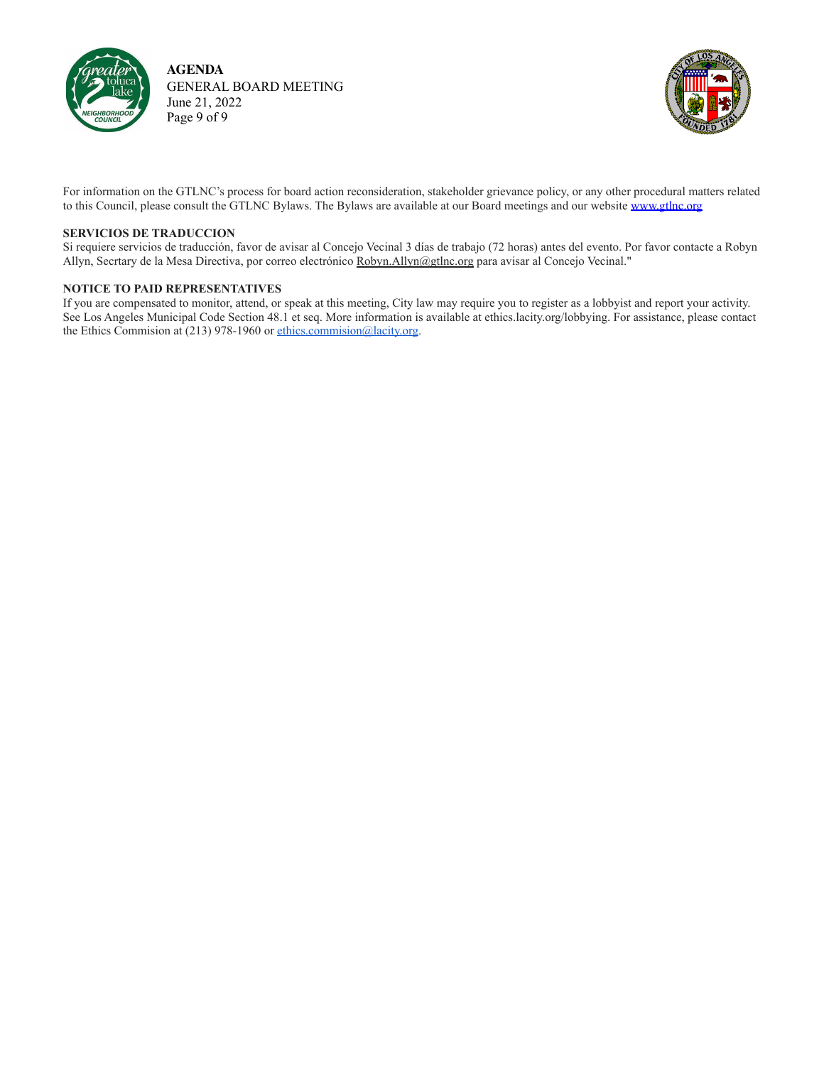For information on the GTLNC's process for board action reconsideration, stakeholder grievance policy, or any other procedural matters related to this Council, please consult the GTLNC Bylaws. The Bylaws are available at our Board meetings and our website www.gtlnc.org

**SERVICIOS DE TRADUCCION**

Si requiere servicios de traducción, favor de avisar al Concejo Vecinal 3 días de trabajo (72 horas) antes del evento. Por favor contacte a Robyn Allyn, Secrtary de la Mesa Directiva, por correo electrónico Robyn.Allyn@gtlnc.org para avisar al Concejo Vecinal."

**NOTICE TO PAID REPRESENTATIVES**

If you are compensated to monitor, attend, or speak at this meeting, City law may require you to register as a lobbyist and report your activity. See Los Angeles Municipal Code Section 48.1 et seq. More information is available at ethics.lacity.org/lobbying. For assistance, please contact the Ethics Commision at (213) 978-1960 or ethics.commision@lacity.org.